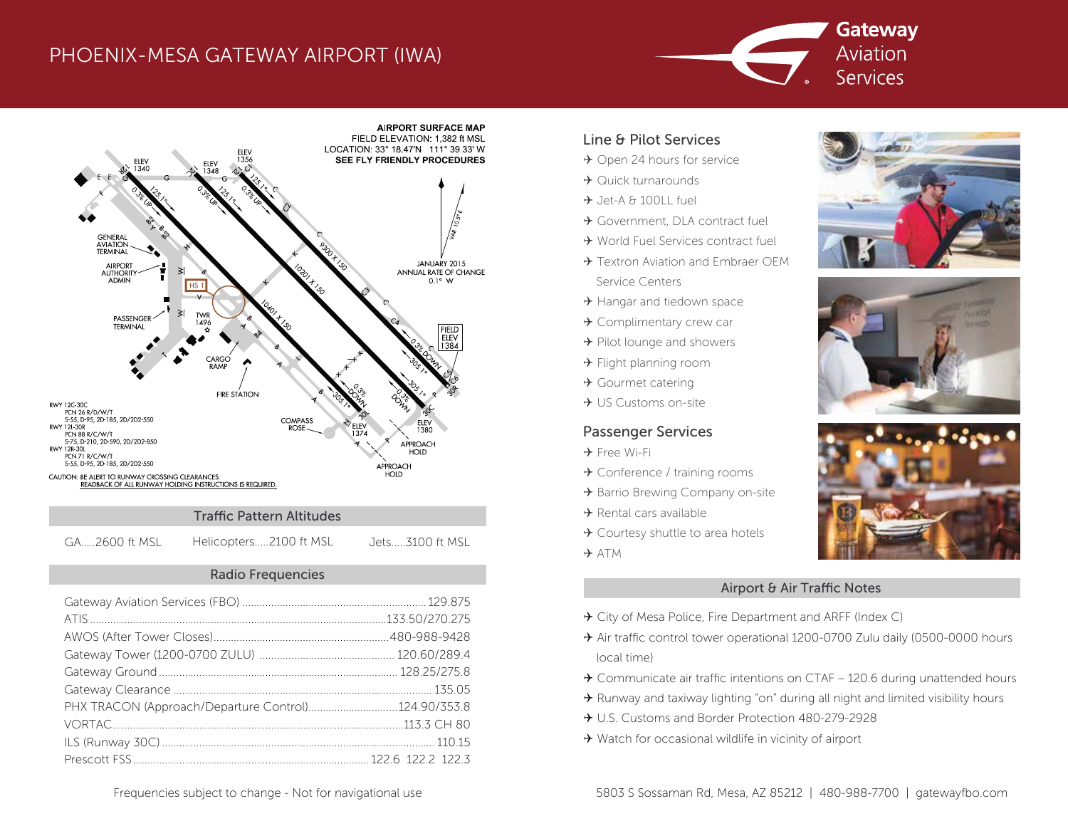# PHOENIX-MESA GATEWAY AIRPORT (IWA)

Gateway Aviation Services

**AIRPORT SURFACE MAP**
FIELD ELEVATION: 1,382 ft MSL
LOCATION: 33° 18.47'N 111° 39.33' W
SEE FLY FRIENDLY PROCEDURES

RWY 12C-30C
PCN 26 R/D/W/T
S-55, D-95, 2D-185, 2D/2D2-550
RWY 12L-30R
PCN 88 R/C/W/T
S-75, D-210, 2D-590, 2D/2D2-850
RWY 12R-30L
PCN 71 R/C/W/T
S-55, D-95, 2D-185, 2D/2D2-550

CAUTION: BE ALERT TO RUNWAY CROSSING CLEARANCES. READBACK OF ALL RUNWAY HOLDING INSTRUCTIONS IS REQUIRED.

JANUARY 2015 ANNUAL RATE OF CHANGE 0.1° W

## Traffic Pattern Altitudes

| GA | Helicopters | Jets |
|---|---|---|
| 2600 ft MSL | 2100 ft MSL | 3100 ft MSL |

## Radio Frequencies

| Service | Frequency |
|---|---|
| Gateway Aviation Services (FBO) | 129.875 |
| ATIS | 133.50/270.275 |
| AWOS (After Tower Closes) | 480-988-9428 |
| Gateway Tower (1200-0700 ZULU) | 120.60/289.4 |
| Gateway Ground | 128.25/275.8 |
| Gateway Clearance | 135.05 |
| PHX TRACON (Approach/Departure Control) | 124.90/353.8 |
| VORTAC | 113.3 CH 80 |
| ILS (Runway 30C) | 110.15 |
| Prescott FSS | 122.6 122.2 122.3 |

Frequencies subject to change - Not for navigational use

## Line & Pilot Services

- Open 24 hours for service
- Quick turnarounds
- Jet-A & 100LL fuel
- Government, DLA contract fuel
- World Fuel Services contract fuel
- Textron Aviation and Embraer OEM Service Centers
- Hangar and tiedown space
- Complimentary crew car
- Pilot lounge and showers
- Flight planning room
- Gourmet catering
- US Customs on-site

## Passenger Services

- Free Wi-Fi
- Conference / training rooms
- Barrio Brewing Company on-site
- Rental cars available
- Courtesy shuttle to area hotels
- ATM

## Airport & Air Traffic Notes

- City of Mesa Police, Fire Department and ARFF (Index C)
- Air traffic control tower operational 1200-0700 Zulu daily (0500-0000 hours local time)
- Communicate air traffic intentions on CTAF – 120.6 during unattended hours
- Runway and taxiway lighting "on" during all night and limited visibility hours
- U.S. Customs and Border Protection 480-279-2928
- Watch for occasional wildlife in vicinity of airport

5803 S Sossaman Rd, Mesa, AZ 85212 | 480-988-7700 | gatewayfbo.com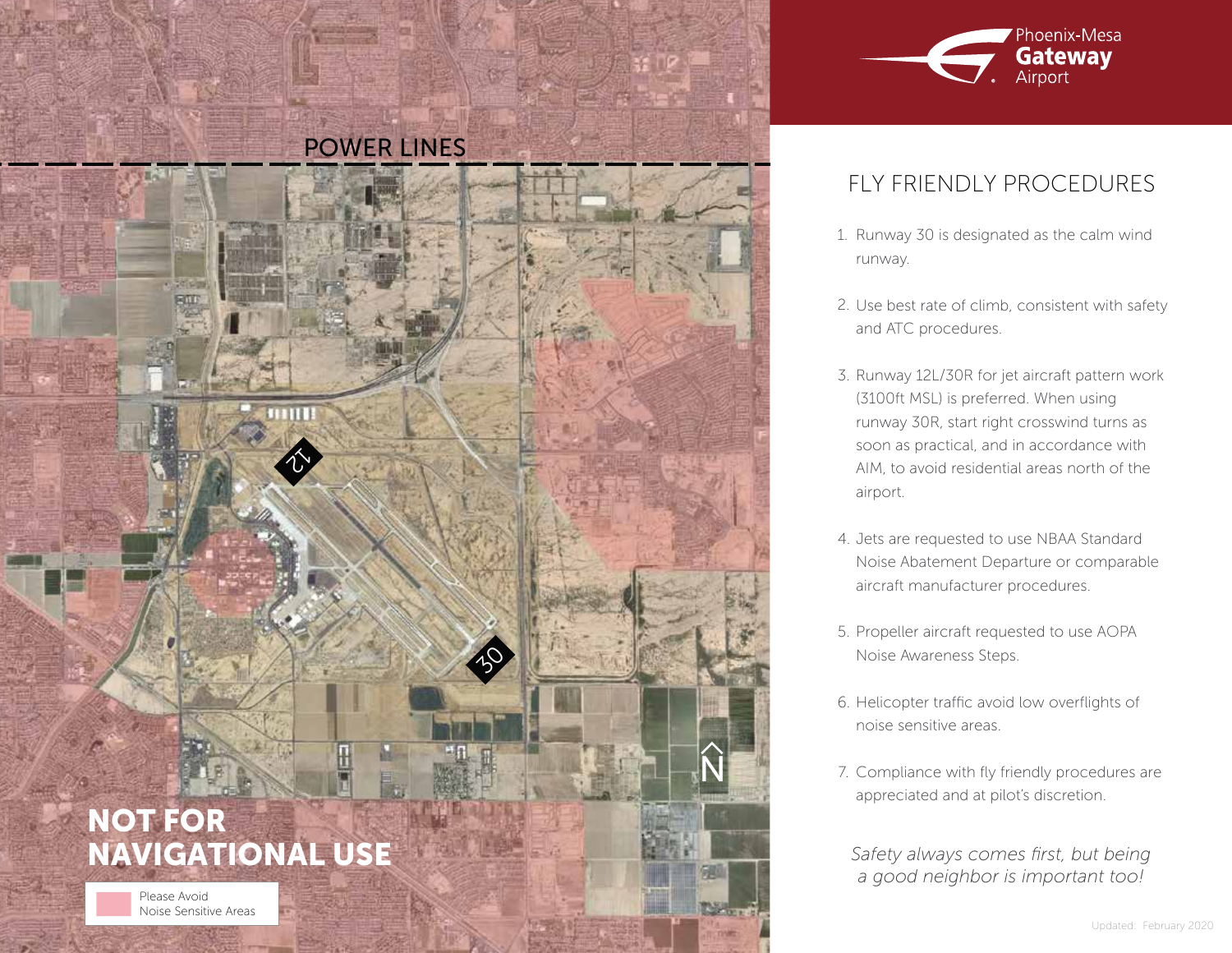Phoenix-Mesa **Gateway** Airport

# FLY FRIENDLY PROCEDURES

1. Runway 30 is designated as the calm wind runway.
2. Use best rate of climb, consistent with safety and ATC procedures.
3. Runway 12L/30R for jet aircraft pattern work (3100ft MSL) is preferred. When using runway 30R, start right crosswind turns as soon as practical, and in accordance with AIM, to avoid residential areas north of the airport.
4. Jets are requested to use NBAA Standard Noise Abatement Departure or comparable aircraft manufacturer procedures.
5. Propeller aircraft requested to use AOPA Noise Awareness Steps.
6. Helicopter traffic avoid low overflights of noise sensitive areas.
7. Compliance with fly friendly procedures are appreciated and at pilot's discretion.

*Safety always comes first, but being a good neighbor is important too!*

POWER LINES

12

30

N

**NOT FOR NAVIGATIONAL USE**

Please Avoid Noise Sensitive Areas

Updated: February 2020